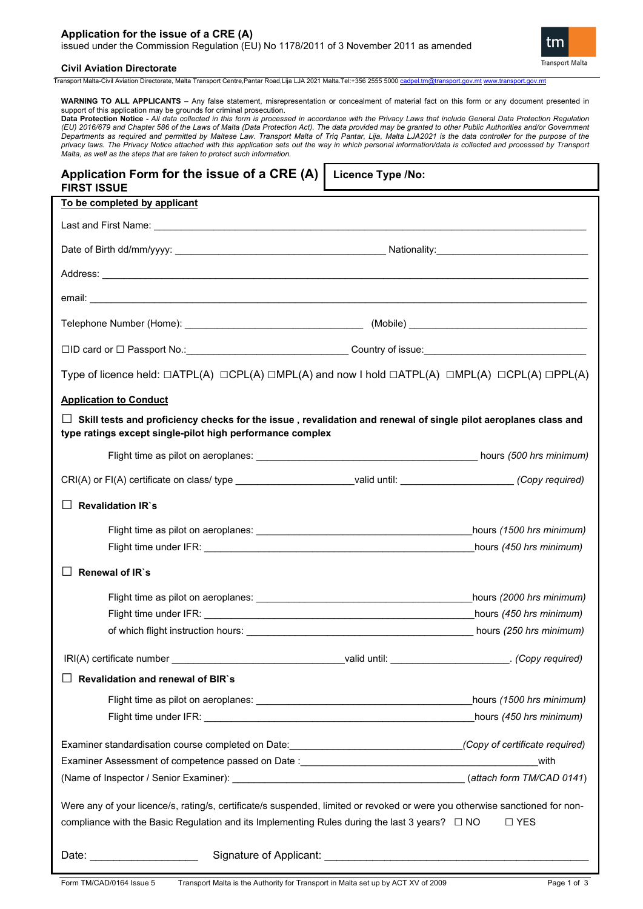# Application for the issue of a CRE (A)

issued under the Commission Regulation (EU) No 1178/2011 of 3 November 2011 as amended

**Civil Aviation Directorate**

Transport Malta-Civil Aviation Directorate, Malta Transport Centre,Pantar Road,Lija LJA 2021 Malta.Tel:+356 2555 5000 cadpel.tm@transport.gov.mt www.transport.gov.mt

**WARNING TO ALL APPLICANTS** – Any false statement, misrepresentation or concealment of material fact on this form or any document presented in support of this application may be grounds for criminal prosecution.

**Data Protection Notice -** *All data collected in this form is processed in accordance with the Privacy Laws that include General Data Protection Regulation (EU) 2016/679 and Chapter 586 of the Laws of Malta (Data Protection Act). The data provided may be granted to other Public Authorities and/or Government Departments as required and permitted by Maltese Law. Transport Malta of Triq Pantar, Lija, Malta LJA2021 is the data controller for the purpose of the privacy laws. The Privacy Notice attached with this application sets out the way in which personal information/data is collected and processed by Transport Malta, as well as the steps that are taken to protect such information.*

## Application Form for the issue of a CRE (A) FIRST ISSUE

**Licence Type /No:**

**To be completed by applicant**

Last and First Name: ______________________________

Date of Birth dd/mm/yyyy: ______________________________ Nationality: ______________________________

Address: ______________________________

email: ______________________________

Telephone Number (Home): ______________________________ (Mobile) ______________________________

☐ID card or ☐ Passport No.: ______________________________ Country of issue: ______________________________

Type of licence held: ☐ATPL(A) ☐CPL(A) ☐MPL(A) and now I hold ☐ATPL(A) ☐MPL(A) ☐CPL(A) ☐PPL(A)

**Application to Conduct**

☐ **Skill tests and proficiency checks for the issue , revalidation and renewal of single pilot aeroplanes class and type ratings except single-pilot high performance complex**

Flight time as pilot on aeroplanes: ______________________________ hours *(500 hrs minimum)*

CRI(A) or FI(A) certificate on class/ type ______________________________ valid until: ______________________________ *(Copy required)*

☐ **Revalidation IR`s**

Flight time as pilot on aeroplanes: ______________________________ hours *(1500 hrs minimum)*

Flight time under IFR: ______________________________ hours *(450 hrs minimum)*

☐ **Renewal of IR`s**

Flight time as pilot on aeroplanes: ______________________________ hours *(2000 hrs minimum)*

Flight time under IFR: ______________________________ hours *(450 hrs minimum)*

of which flight instruction hours: ______________________________ hours *(250 hrs minimum)*

IRI(A) certificate number ______________________________ valid until: ______________________________. *(Copy required)*

☐ **Revalidation and renewal of BIR`s**

Flight time as pilot on aeroplanes: ______________________________ hours *(1500 hrs minimum)*

Flight time under IFR: ______________________________ hours *(450 hrs minimum)*

Examiner standardisation course completed on Date: ______________________________ *(Copy of certificate required)*

Examiner Assessment of competence passed on Date : ______________________________ with

(Name of Inspector / Senior Examiner): ______________________________ (*attach form TM/CAD 0141*)

Were any of your licence/s, rating/s, certificate/s suspended, limited or revoked or were you otherwise sanctioned for non-compliance with the Basic Regulation and its Implementing Rules during the last 3 years? ☐ NO ☐ YES

Date: ______________________________ Signature of Applicant: ______________________________

Form TM/CAD/0164 Issue 5 Transport Malta is the Authority for Transport in Malta set up by ACT XV of 2009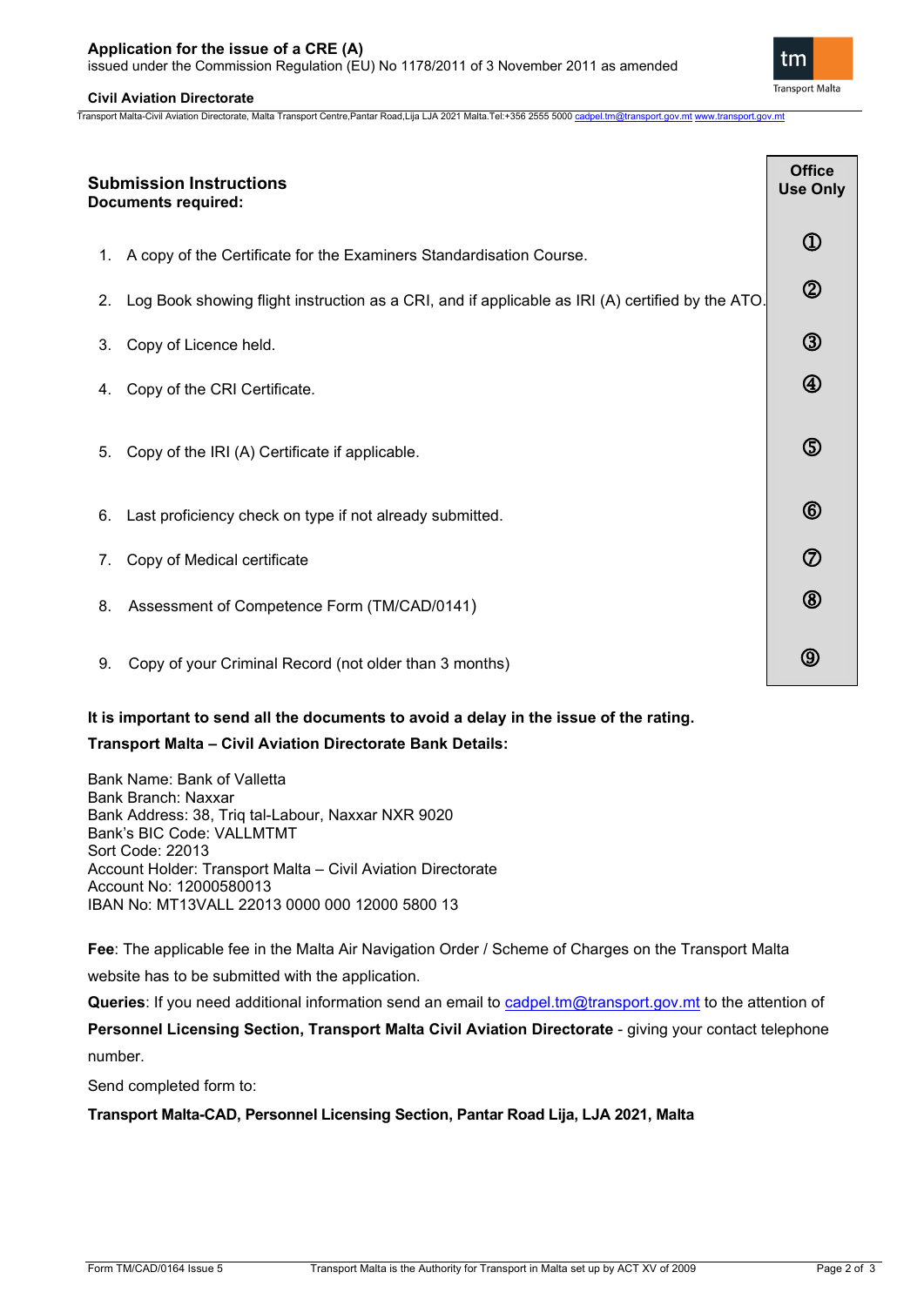**Application for the issue of a CRE (A)**
issued under the Commission Regulation (EU) No 1178/2011 of 3 November 2011 as amended

**Civil Aviation Directorate**

Transport Malta-Civil Aviation Directorate, Malta Transport Centre,Pantar Road,Lija LJA 2021 Malta.Tel:+356 2555 5000 cadpel.tm@transport.gov.mt www.transport.gov.mt

## Submission Instructions

**Documents required:**

| | Office Use Only |
|---|---|
| 1. A copy of the Certificate for the Examiners Standardisation Course. | ① |
| 2. Log Book showing flight instruction as a CRI, and if applicable as IRI (A) certified by the ATO. | ② |
| 3. Copy of Licence held. | ③ |
| 4. Copy of the CRI Certificate. | ④ |
| 5. Copy of the IRI (A) Certificate if applicable. | ⑤ |
| 6. Last proficiency check on type if not already submitted. | ⑥ |
| 7. Copy of Medical certificate | ⑦ |
| 8. Assessment of Competence Form (TM/CAD/0141) | ⑧ |
| 9. Copy of your Criminal Record (not older than 3 months) | ⑨ |

**It is important to send all the documents to avoid a delay in the issue of the rating.**

**Transport Malta – Civil Aviation Directorate Bank Details:**

Bank Name: Bank of Valletta
Bank Branch: Naxxar
Bank Address: 38, Triq tal-Labour, Naxxar NXR 9020
Bank's BIC Code: VALLMTMT
Sort Code: 22013
Account Holder: Transport Malta – Civil Aviation Directorate
Account No: 12000580013
IBAN No: MT13VALL 22013 0000 000 12000 5800 13

**Fee**: The applicable fee in the Malta Air Navigation Order / Scheme of Charges on the Transport Malta website has to be submitted with the application.

**Queries**: If you need additional information send an email to cadpel.tm@transport.gov.mt to the attention of **Personnel Licensing Section, Transport Malta Civil Aviation Directorate** - giving your contact telephone number.

Send completed form to:

**Transport Malta-CAD, Personnel Licensing Section, Pantar Road Lija, LJA 2021, Malta**

Form TM/CAD/0164 Issue 5 — Transport Malta is the Authority for Transport in Malta set up by ACT XV of 2009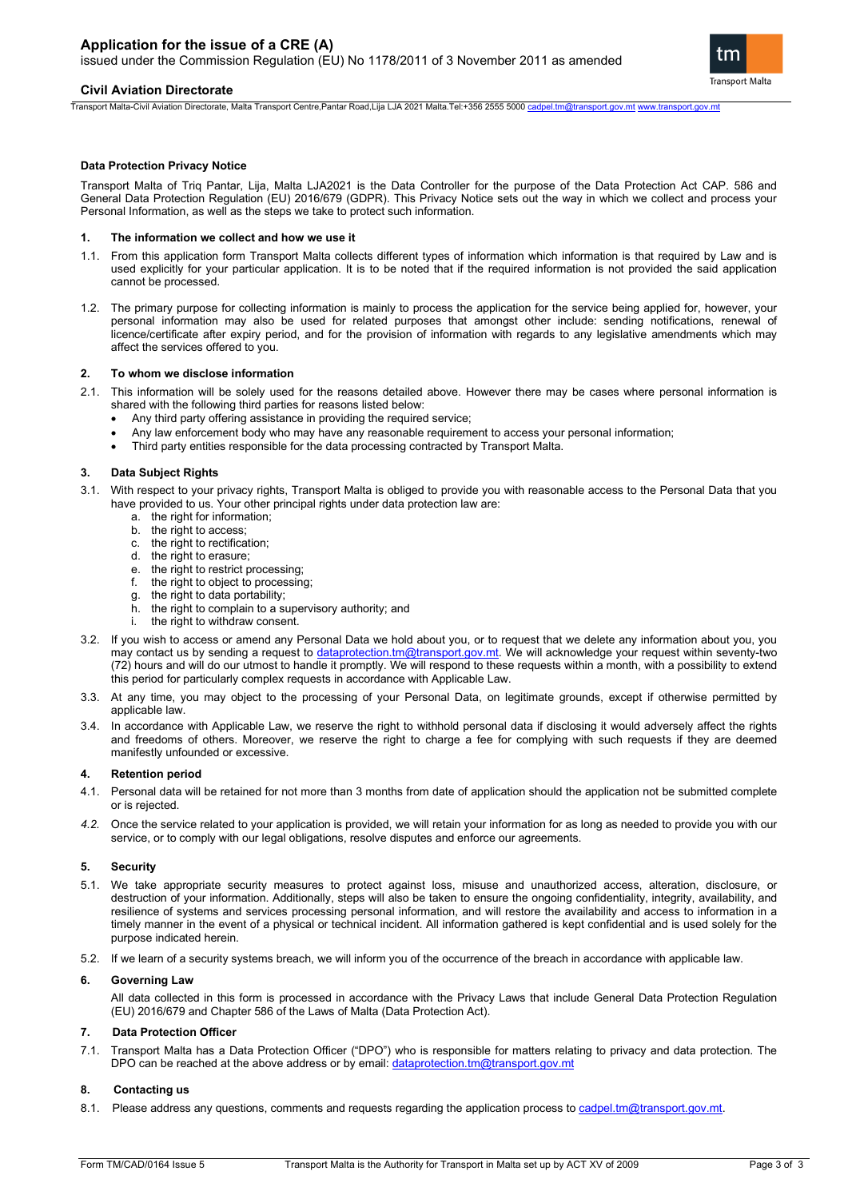**Data Protection Privacy Notice**

Transport Malta of Triq Pantar, Lija, Malta LJA2021 is the Data Controller for the purpose of the Data Protection Act CAP. 586 and General Data Protection Regulation (EU) 2016/679 (GDPR). This Privacy Notice sets out the way in which we collect and process your Personal Information, as well as the steps we take to protect such information.

**1. The information we collect and how we use it**

1.1. From this application form Transport Malta collects different types of information which information is that required by Law and is used explicitly for your particular application. It is to be noted that if the required information is not provided the said application cannot be processed.

1.2. The primary purpose for collecting information is mainly to process the application for the service being applied for, however, your personal information may also be used for related purposes that amongst other include: sending notifications, renewal of licence/certificate after expiry period, and for the provision of information with regards to any legislative amendments which may affect the services offered to you.

**2. To whom we disclose information**

2.1. This information will be solely used for the reasons detailed above. However there may be cases where personal information is shared with the following third parties for reasons listed below:

- Any third party offering assistance in providing the required service;
- Any law enforcement body who may have any reasonable requirement to access your personal information;
- Third party entities responsible for the data processing contracted by Transport Malta.

**3. Data Subject Rights**

3.1. With respect to your privacy rights, Transport Malta is obliged to provide you with reasonable access to the Personal Data that you have provided to us. Your other principal rights under data protection law are:

a. the right for information;
b. the right to access;
c. the right to rectification;
d. the right to erasure;
e. the right to restrict processing;
f. the right to object to processing;
g. the right to data portability;
h. the right to complain to a supervisory authority; and
i. the right to withdraw consent.

3.2. If you wish to access or amend any Personal Data we hold about you, or to request that we delete any information about you, you may contact us by sending a request to dataprotection.tm@transport.gov.mt. We will acknowledge your request within seventy-two (72) hours and will do our utmost to handle it promptly. We will respond to these requests within a month, with a possibility to extend this period for particularly complex requests in accordance with Applicable Law.

3.3. At any time, you may object to the processing of your Personal Data, on legitimate grounds, except if otherwise permitted by applicable law.

3.4. In accordance with Applicable Law, we reserve the right to withhold personal data if disclosing it would adversely affect the rights and freedoms of others. Moreover, we reserve the right to charge a fee for complying with such requests if they are deemed manifestly unfounded or excessive.

**4. Retention period**

4.1. Personal data will be retained for not more than 3 months from date of application should the application not be submitted complete or is rejected.

*4.2.* Once the service related to your application is provided, we will retain your information for as long as needed to provide you with our service, or to comply with our legal obligations, resolve disputes and enforce our agreements.

**5. Security**

5.1. We take appropriate security measures to protect against loss, misuse and unauthorized access, alteration, disclosure, or destruction of your information. Additionally, steps will also be taken to ensure the ongoing confidentiality, integrity, availability, and resilience of systems and services processing personal information, and will restore the availability and access to information in a timely manner in the event of a physical or technical incident. All information gathered is kept confidential and is used solely for the purpose indicated herein.

5.2. If we learn of a security systems breach, we will inform you of the occurrence of the breach in accordance with applicable law.

**6. Governing Law**

All data collected in this form is processed in accordance with the Privacy Laws that include General Data Protection Regulation (EU) 2016/679 and Chapter 586 of the Laws of Malta (Data Protection Act).

**7. Data Protection Officer**

7.1. Transport Malta has a Data Protection Officer ("DPO") who is responsible for matters relating to privacy and data protection. The DPO can be reached at the above address or by email: dataprotection.tm@transport.gov.mt

**8. Contacting us**

8.1. Please address any questions, comments and requests regarding the application process to cadpel.tm@transport.gov.mt.